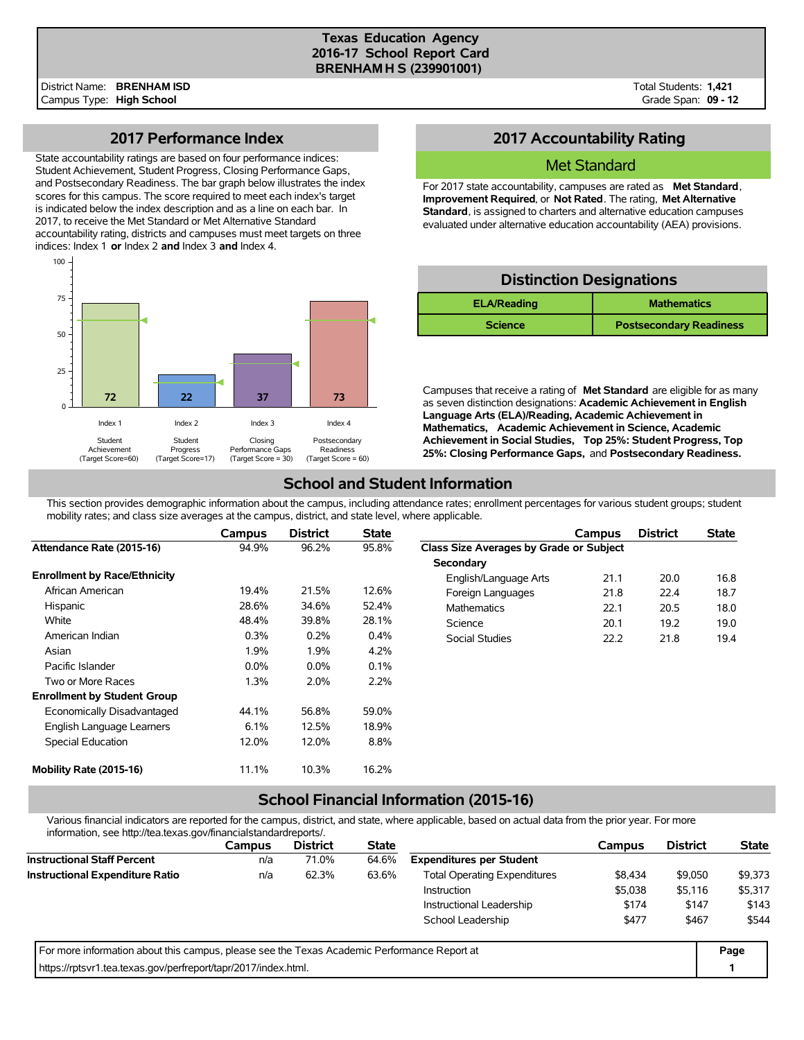# Texas Education Agency
## 2016-17 School Report Card
## BRENHAM H S (239901001)

District Name: **BRENHAM ISD**
Campus Type: **High School**

Total Students: **1,421**
Grade Span: **09 - 12**

## 2017 Performance Index

State accountability ratings are based on four performance indices: Student Achievement, Student Progress, Closing Performance Gaps, and Postsecondary Readiness. The bar graph below illustrates the index scores for this campus. The score required to meet each index's target is indicated below the index description and as a line on each bar. In 2017, to receive the Met Standard or Met Alternative Standard accountability rating, districts and campuses must meet targets on three indices: Index 1 **or** Index 2 **and** Index 3 **and** Index 4.

| Index | Description | Target Score | Score |
|---|---|---|---|
| Index 1 | Student Achievement | 60 | 72 |
| Index 2 | Student Progress | 17 | 22 |
| Index 3 | Closing Performance Gaps | 30 | 37 |
| Index 4 | Postsecondary Readiness | 60 | 73 |

## 2017 Accountability Rating

**Met Standard**

For 2017 state accountability, campuses are rated as **Met Standard**, **Improvement Required**, or **Not Rated**. The rating, **Met Alternative Standard**, is assigned to charters and alternative education campuses evaluated under alternative education accountability (AEA) provisions.

## Distinction Designations

| ELA/Reading | Mathematics |
|---|---|
| Science | Postsecondary Readiness |

Campuses that receive a rating of **Met Standard** are eligible for as many as seven distinction designations: **Academic Achievement in English Language Arts (ELA)/Reading, Academic Achievement in Mathematics, Academic Achievement in Science, Academic Achievement in Social Studies, Top 25%: Student Progress, Top 25%: Closing Performance Gaps,** and **Postsecondary Readiness.**

## School and Student Information

This section provides demographic information about the campus, including attendance rates; enrollment percentages for various student groups; student mobility rates; and class size averages at the campus, district, and state level, where applicable.

| | Campus | District | State |
|---|---|---|---|
| **Attendance Rate (2015-16)** | 94.9% | 96.2% | 95.8% |
| **Enrollment by Race/Ethnicity** | | | |
| African American | 19.4% | 21.5% | 12.6% |
| Hispanic | 28.6% | 34.6% | 52.4% |
| White | 48.4% | 39.8% | 28.1% |
| American Indian | 0.3% | 0.2% | 0.4% |
| Asian | 1.9% | 1.9% | 4.2% |
| Pacific Islander | 0.0% | 0.0% | 0.1% |
| Two or More Races | 1.3% | 2.0% | 2.2% |
| **Enrollment by Student Group** | | | |
| Economically Disadvantaged | 44.1% | 56.8% | 59.0% |
| English Language Learners | 6.1% | 12.5% | 18.9% |
| Special Education | 12.0% | 12.0% | 8.8% |
| **Mobility Rate (2015-16)** | 11.1% | 10.3% | 16.2% |

| | Campus | District | State |
|---|---|---|---|
| **Class Size Averages by Grade or Subject** | | | |
| **Secondary** | | | |
| English/Language Arts | 21.1 | 20.0 | 16.8 |
| Foreign Languages | 21.8 | 22.4 | 18.7 |
| Mathematics | 22.1 | 20.5 | 18.0 |
| Science | 20.1 | 19.2 | 19.0 |
| Social Studies | 22.2 | 21.8 | 19.4 |

## School Financial Information (2015-16)

Various financial indicators are reported for the campus, district, and state, where applicable, based on actual data from the prior year. For more information, see http://tea.texas.gov/financialstandardreports/.

| | Campus | District | State |
|---|---|---|---|
| **Instructional Staff Percent** | n/a | 71.0% | 64.6% |
| **Instructional Expenditure Ratio** | n/a | 62.3% | 63.6% |

| | Campus | District | State |
|---|---|---|---|
| **Expenditures per Student** | | | |
| Total Operating Expenditures | $8,434 | $9,050 | $9,373 |
| Instruction | $5,038 | $5,116 | $5,317 |
| Instructional Leadership | $174 | $147 | $143 |
| School Leadership | $477 | $467 | $544 |

For more information about this campus, please see the Texas Academic Performance Report at https://rptsvr1.tea.texas.gov/perfreport/tapr/2017/index.html.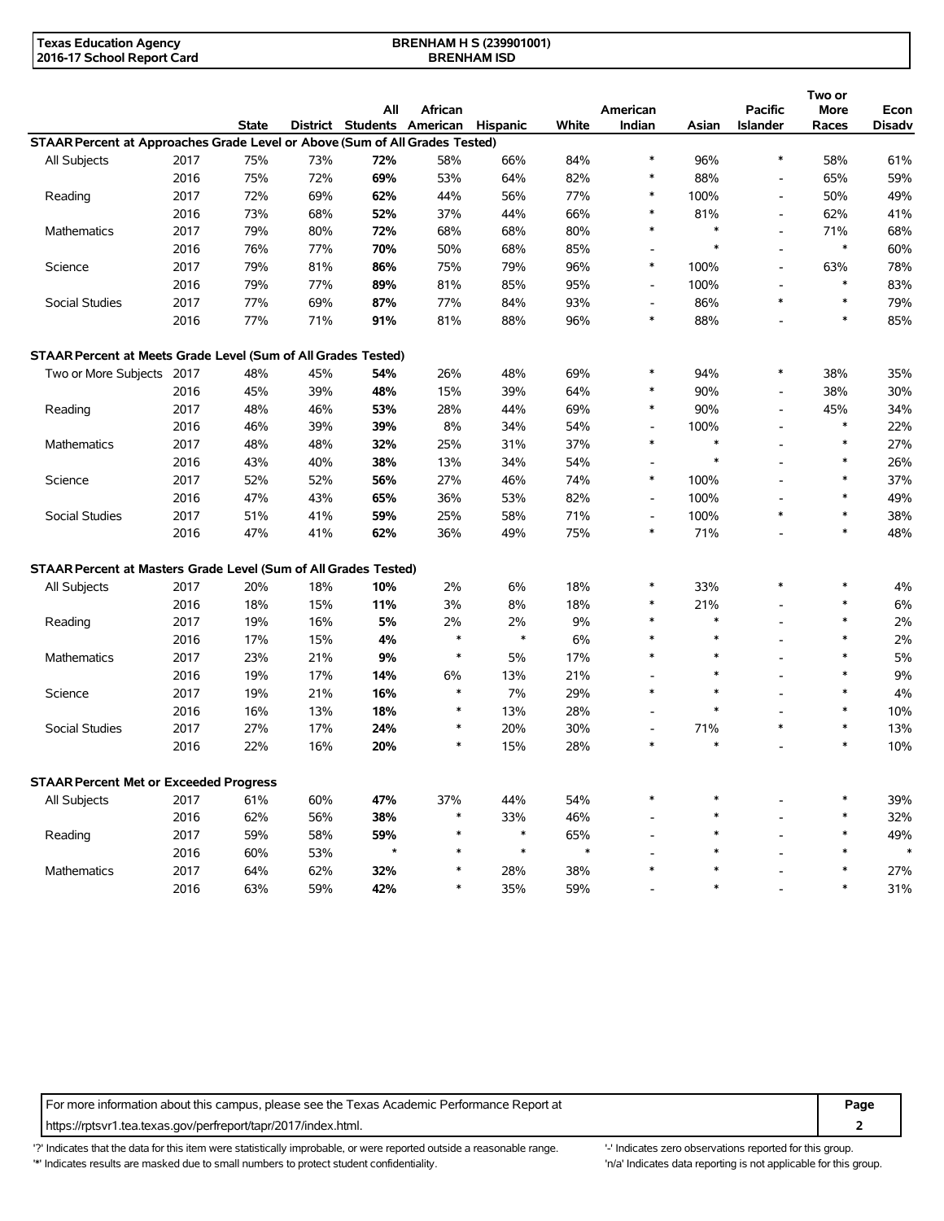Texas Education Agency
2016-17 School Report Card

BRENHAM H S (239901001)
BRENHAM ISD

| | | State | District | All Students | African American | Hispanic | White | American Indian | Asian | Pacific Islander | Two or More Races | Econ Disadv |
|---|---|---|---|---|---|---|---|---|---|---|---|---|
| **STAAR Percent at Approaches Grade Level or Above (Sum of All Grades Tested)** | | | | | | | | | | | | |
| All Subjects | 2017 | 75% | 73% | **72%** | 58% | 66% | 84% | * | 96% | * | 58% | 61% |
| | 2016 | 75% | 72% | **69%** | 53% | 64% | 82% | * | 88% | - | 65% | 59% |
| Reading | 2017 | 72% | 69% | **62%** | 44% | 56% | 77% | * | 100% | - | 50% | 49% |
| | 2016 | 73% | 68% | **52%** | 37% | 44% | 66% | * | 81% | - | 62% | 41% |
| Mathematics | 2017 | 79% | 80% | **72%** | 68% | 68% | 80% | * | * | - | 71% | 68% |
| | 2016 | 76% | 77% | **70%** | 50% | 68% | 85% | - | * | - | * | 60% |
| Science | 2017 | 79% | 81% | **86%** | 75% | 79% | 96% | * | 100% | - | 63% | 78% |
| | 2016 | 79% | 77% | **89%** | 81% | 85% | 95% | - | 100% | - | * | 83% |
| Social Studies | 2017 | 77% | 69% | **87%** | 77% | 84% | 93% | - | 86% | * | * | 79% |
| | 2016 | 77% | 71% | **91%** | 81% | 88% | 96% | * | 88% | - | * | 85% |
| **STAAR Percent at Meets Grade Level (Sum of All Grades Tested)** | | | | | | | | | | | | |
| Two or More Subjects | 2017 | 48% | 45% | **54%** | 26% | 48% | 69% | * | 94% | * | 38% | 35% |
| | 2016 | 45% | 39% | **48%** | 15% | 39% | 64% | * | 90% | - | 38% | 30% |
| Reading | 2017 | 48% | 46% | **53%** | 28% | 44% | 69% | * | 90% | - | 45% | 34% |
| | 2016 | 46% | 39% | **39%** | 8% | 34% | 54% | - | 100% | - | * | 22% |
| Mathematics | 2017 | 48% | 48% | **32%** | 25% | 31% | 37% | * | * | - | * | 27% |
| | 2016 | 43% | 40% | **38%** | 13% | 34% | 54% | - | * | - | * | 26% |
| Science | 2017 | 52% | 52% | **56%** | 27% | 46% | 74% | * | 100% | - | * | 37% |
| | 2016 | 47% | 43% | **65%** | 36% | 53% | 82% | - | 100% | - | * | 49% |
| Social Studies | 2017 | 51% | 41% | **59%** | 25% | 58% | 71% | - | 100% | * | * | 38% |
| | 2016 | 47% | 41% | **62%** | 36% | 49% | 75% | * | 71% | - | * | 48% |
| **STAAR Percent at Masters Grade Level (Sum of All Grades Tested)** | | | | | | | | | | | | |
| All Subjects | 2017 | 20% | 18% | **10%** | 2% | 6% | 18% | * | 33% | * | * | 4% |
| | 2016 | 18% | 15% | **11%** | 3% | 8% | 18% | * | 21% | - | * | 6% |
| Reading | 2017 | 19% | 16% | **5%** | 2% | 2% | 9% | * | * | - | * | 2% |
| | 2016 | 17% | 15% | **4%** | * | * | 6% | * | * | - | * | 2% |
| Mathematics | 2017 | 23% | 21% | **9%** | * | 5% | 17% | * | * | - | * | 5% |
| | 2016 | 19% | 17% | **14%** | 6% | 13% | 21% | - | * | - | * | 9% |
| Science | 2017 | 19% | 21% | **16%** | * | 7% | 29% | * | * | - | * | 4% |
| | 2016 | 16% | 13% | **18%** | * | 13% | 28% | - | * | - | * | 10% |
| Social Studies | 2017 | 27% | 17% | **24%** | * | 20% | 30% | - | 71% | * | * | 13% |
| | 2016 | 22% | 16% | **20%** | * | 15% | 28% | * | * | - | * | 10% |
| **STAAR Percent Met or Exceeded Progress** | | | | | | | | | | | | |
| All Subjects | 2017 | 61% | 60% | **47%** | 37% | 44% | 54% | * | * | - | * | 39% |
| | 2016 | 62% | 56% | **38%** | * | 33% | 46% | - | * | - | * | 32% |
| Reading | 2017 | 59% | 58% | **59%** | * | * | 65% | - | * | - | * | 49% |
| | 2016 | 60% | 53% | * | * | * | * | - | * | - | * | * |
| Mathematics | 2017 | 64% | 62% | **32%** | * | 28% | 38% | * | * | - | * | 27% |
| | 2016 | 63% | 59% | **42%** | * | 35% | 59% | - | * | - | * | 31% |

For more information about this campus, please see the Texas Academic Performance Report at https://rptsvr1.tea.texas.gov/perfreport/tapr/2017/index.html.

'?' Indicates that the data for this item were statistically improbable, or were reported outside a reasonable range.
'*' Indicates results are masked due to small numbers to protect student confidentiality.
'-' Indicates zero observations reported for this group.
'n/a' Indicates data reporting is not applicable for this group.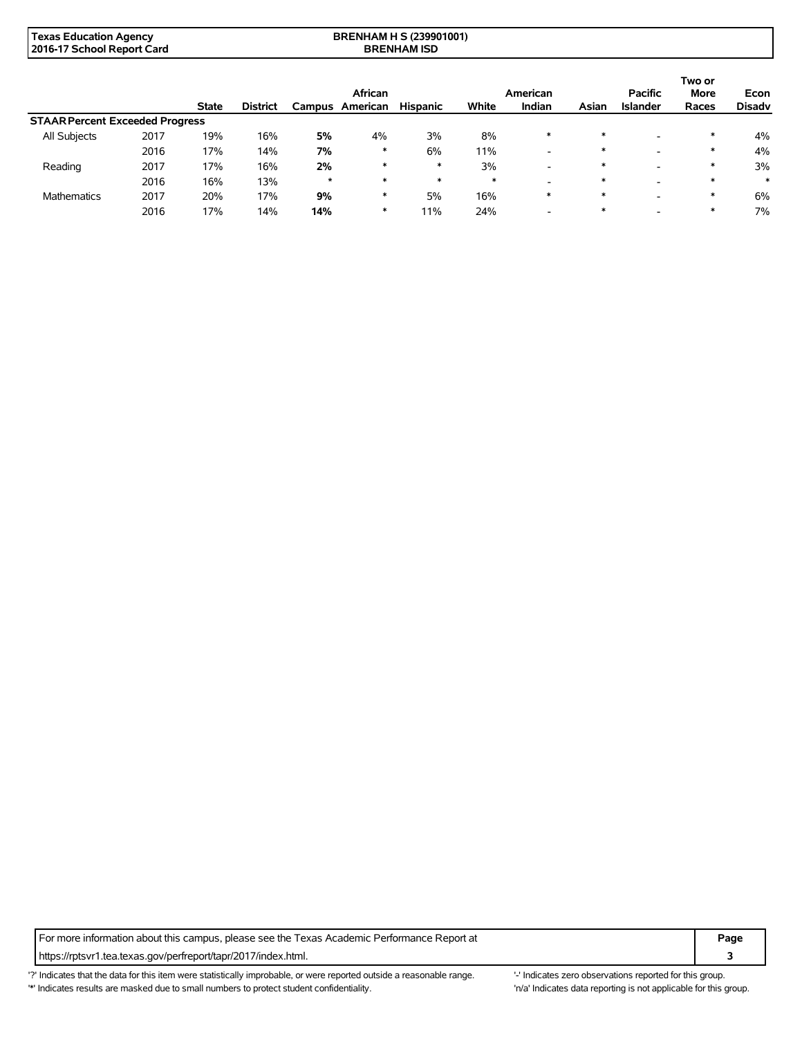| | | State | District | Campus | African American | Hispanic | White | American Indian | Asian | Pacific Islander | Two or More Races | Econ Disadv |
|---|---|---|---|---|---|---|---|---|---|---|---|---|
| **STAAR Percent Exceeded Progress** | | | | | | | | | | | | |
| All Subjects | 2017 | 19% | 16% | **5%** | 4% | 3% | 8% | * | * | - | * | 4% |
| | 2016 | 17% | 14% | **7%** | * | 6% | 11% | - | * | - | * | 4% |
| Reading | 2017 | 17% | 16% | **2%** | * | * | 3% | - | * | - | * | 3% |
| | 2016 | 16% | 13% | * | * | * | * | - | * | - | * | * |
| Mathematics | 2017 | 20% | 17% | **9%** | * | 5% | 16% | * | * | - | * | 6% |
| | 2016 | 17% | 14% | **14%** | * | 11% | 24% | - | * | - | * | 7% |

For more information about this campus, please see the Texas Academic Performance Report at https://rptsvr1.tea.texas.gov/perfreport/tapr/2017/index.html.

'?' Indicates that the data for this item were statistically improbable, or were reported outside a reasonable range.
'*' Indicates results are masked due to small numbers to protect student confidentiality.
'-' Indicates zero observations reported for this group.
'n/a' Indicates data reporting is not applicable for this group.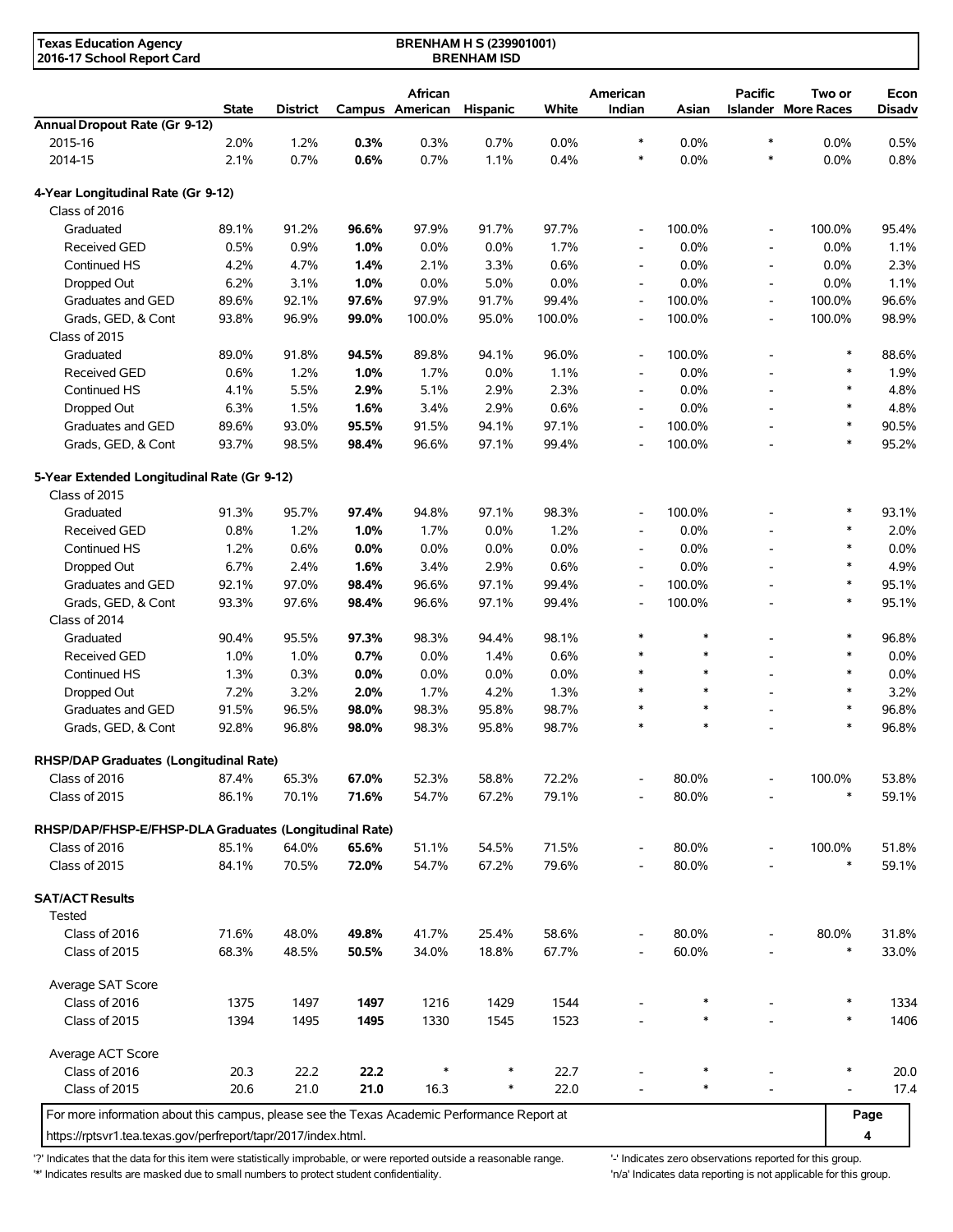Texas Education Agency
2016-17 School Report Card

BRENHAM H S (239901001)
BRENHAM ISD

| | State | District | Campus | African American | Hispanic | White | American Indian | Asian | Pacific Islander | Two or More Races | Econ Disadv |
|---|---|---|---|---|---|---|---|---|---|---|---|
| **Annual Dropout Rate (Gr 9-12)** | | | | | | | | | | | |
| 2015-16 | 2.0% | 1.2% | **0.3%** | 0.3% | 0.7% | 0.0% | * | 0.0% | * | 0.0% | 0.5% |
| 2014-15 | 2.1% | 0.7% | **0.6%** | 0.7% | 1.1% | 0.4% | * | 0.0% | * | 0.0% | 0.8% |
| **4-Year Longitudinal Rate (Gr 9-12)** | | | | | | | | | | | |
| Class of 2016 | | | | | | | | | | | |
| Graduated | 89.1% | 91.2% | **96.6%** | 97.9% | 91.7% | 97.7% | - | 100.0% | - | 100.0% | 95.4% |
| Received GED | 0.5% | 0.9% | **1.0%** | 0.0% | 0.0% | 1.7% | - | 0.0% | - | 0.0% | 1.1% |
| Continued HS | 4.2% | 4.7% | **1.4%** | 2.1% | 3.3% | 0.6% | - | 0.0% | - | 0.0% | 2.3% |
| Dropped Out | 6.2% | 3.1% | **1.0%** | 0.0% | 5.0% | 0.0% | - | 0.0% | - | 0.0% | 1.1% |
| Graduates and GED | 89.6% | 92.1% | **97.6%** | 97.9% | 91.7% | 99.4% | - | 100.0% | - | 100.0% | 96.6% |
| Grads, GED, & Cont | 93.8% | 96.9% | **99.0%** | 100.0% | 95.0% | 100.0% | - | 100.0% | - | 100.0% | 98.9% |
| Class of 2015 | | | | | | | | | | | |
| Graduated | 89.0% | 91.8% | **94.5%** | 89.8% | 94.1% | 96.0% | - | 100.0% | - | * | 88.6% |
| Received GED | 0.6% | 1.2% | **1.0%** | 1.7% | 0.0% | 1.1% | - | 0.0% | - | * | 1.9% |
| Continued HS | 4.1% | 5.5% | **2.9%** | 5.1% | 2.9% | 2.3% | - | 0.0% | - | * | 4.8% |
| Dropped Out | 6.3% | 1.5% | **1.6%** | 3.4% | 2.9% | 0.6% | - | 0.0% | - | * | 4.8% |
| Graduates and GED | 89.6% | 93.0% | **95.5%** | 91.5% | 94.1% | 97.1% | - | 100.0% | - | * | 90.5% |
| Grads, GED, & Cont | 93.7% | 98.5% | **98.4%** | 96.6% | 97.1% | 99.4% | - | 100.0% | - | * | 95.2% |
| **5-Year Extended Longitudinal Rate (Gr 9-12)** | | | | | | | | | | | |
| Class of 2015 | | | | | | | | | | | |
| Graduated | 91.3% | 95.7% | **97.4%** | 94.8% | 97.1% | 98.3% | - | 100.0% | - | * | 93.1% |
| Received GED | 0.8% | 1.2% | **1.0%** | 1.7% | 0.0% | 1.2% | - | 0.0% | - | * | 2.0% |
| Continued HS | 1.2% | 0.6% | **0.0%** | 0.0% | 0.0% | 0.0% | - | 0.0% | - | * | 0.0% |
| Dropped Out | 6.7% | 2.4% | **1.6%** | 3.4% | 2.9% | 0.6% | - | 0.0% | - | * | 4.9% |
| Graduates and GED | 92.1% | 97.0% | **98.4%** | 96.6% | 97.1% | 99.4% | - | 100.0% | - | * | 95.1% |
| Grads, GED, & Cont | 93.3% | 97.6% | **98.4%** | 96.6% | 97.1% | 99.4% | - | 100.0% | - | * | 95.1% |
| Class of 2014 | | | | | | | | | | | |
| Graduated | 90.4% | 95.5% | **97.3%** | 98.3% | 94.4% | 98.1% | * | * | - | * | 96.8% |
| Received GED | 1.0% | 1.0% | **0.7%** | 0.0% | 1.4% | 0.6% | * | * | - | * | 0.0% |
| Continued HS | 1.3% | 0.3% | **0.0%** | 0.0% | 0.0% | 0.0% | * | * | - | * | 0.0% |
| Dropped Out | 7.2% | 3.2% | **2.0%** | 1.7% | 4.2% | 1.3% | * | * | - | * | 3.2% |
| Graduates and GED | 91.5% | 96.5% | **98.0%** | 98.3% | 95.8% | 98.7% | * | * | - | * | 96.8% |
| Grads, GED, & Cont | 92.8% | 96.8% | **98.0%** | 98.3% | 95.8% | 98.7% | * | * | - | * | 96.8% |
| **RHSP/DAP Graduates (Longitudinal Rate)** | | | | | | | | | | | |
| Class of 2016 | 87.4% | 65.3% | **67.0%** | 52.3% | 58.8% | 72.2% | - | 80.0% | - | 100.0% | 53.8% |
| Class of 2015 | 86.1% | 70.1% | **71.6%** | 54.7% | 67.2% | 79.1% | - | 80.0% | - | * | 59.1% |
| **RHSP/DAP/FHSP-E/FHSP-DLA Graduates (Longitudinal Rate)** | | | | | | | | | | | |
| Class of 2016 | 85.1% | 64.0% | **65.6%** | 51.1% | 54.5% | 71.5% | - | 80.0% | - | 100.0% | 51.8% |
| Class of 2015 | 84.1% | 70.5% | **72.0%** | 54.7% | 67.2% | 79.6% | - | 80.0% | - | * | 59.1% |
| **SAT/ACT Results** | | | | | | | | | | | |
| Tested | | | | | | | | | | | |
| Class of 2016 | 71.6% | 48.0% | **49.8%** | 41.7% | 25.4% | 58.6% | - | 80.0% | - | 80.0% | 31.8% |
| Class of 2015 | 68.3% | 48.5% | **50.5%** | 34.0% | 18.8% | 67.7% | - | 60.0% | - | * | 33.0% |
| Average SAT Score | | | | | | | | | | | |
| Class of 2016 | 1375 | 1497 | **1497** | 1216 | 1429 | 1544 | - | * | - | * | 1334 |
| Class of 2015 | 1394 | 1495 | **1495** | 1330 | 1545 | 1523 | - | * | - | * | 1406 |
| Average ACT Score | | | | | | | | | | | |
| Class of 2016 | 20.3 | 22.2 | **22.2** | * | * | 22.7 | - | * | - | * | 20.0 |
| Class of 2015 | 20.6 | 21.0 | **21.0** | 16.3 | * | 22.0 | - | * | - | - | 17.4 |

For more information about this campus, please see the Texas Academic Performance Report at https://rptsvr1.tea.texas.gov/perfreport/tapr/2017/index.html.

'?' Indicates that the data for this item were statistically improbable, or were reported outside a reasonable range.
'*' Indicates results are masked due to small numbers to protect student confidentiality.
'-' Indicates zero observations reported for this group.
'n/a' Indicates data reporting is not applicable for this group.